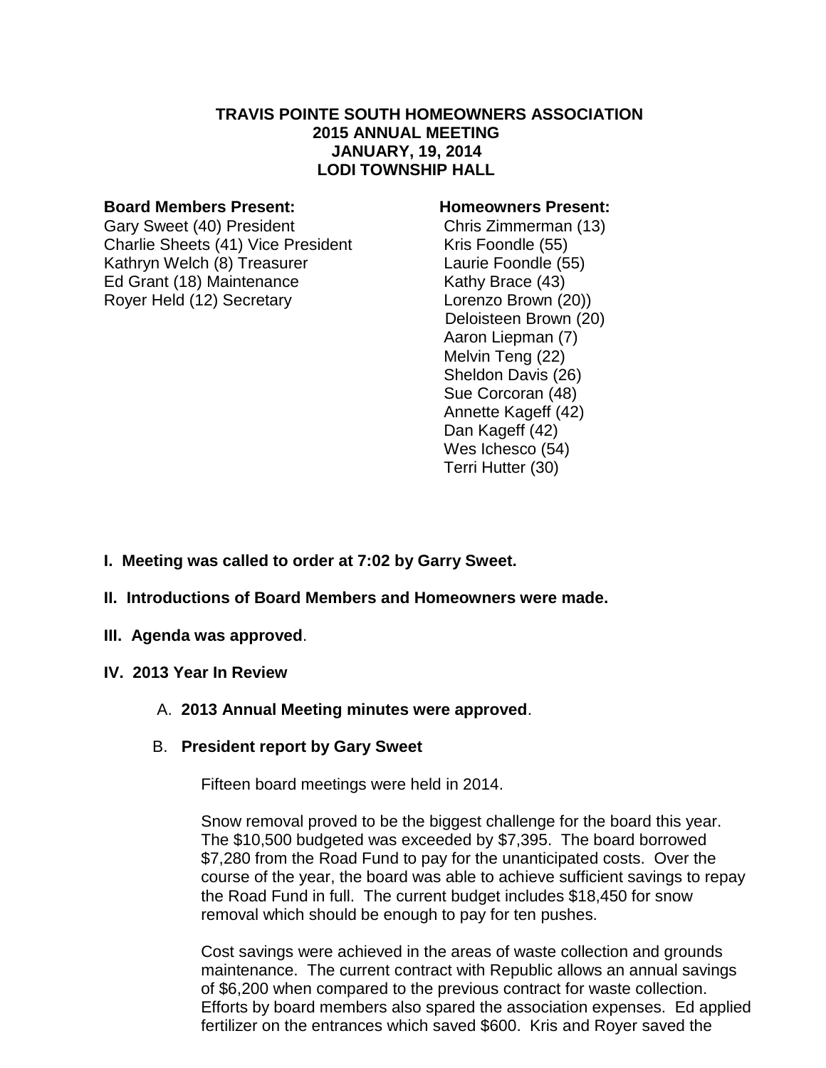**TRAVIS POINTE SOUTH HOMEOWNERS ASSOCIATION**
**2015 ANNUAL MEETING**
**JANUARY, 19, 2014**
**LODI TOWNSHIP HALL**

**Board Members Present:**
Gary Sweet (40) President
Charlie Sheets (41) Vice President
Kathryn Welch (8) Treasurer
Ed Grant (18) Maintenance
Royer Held (12) Secretary

**Homeowners Present:**
Chris Zimmerman (13)
Kris Foondle (55)
Laurie Foondle (55)
Kathy Brace (43)
Lorenzo Brown (20))
Deloisteen Brown (20)
Aaron Liepman (7)
Melvin Teng (22)
Sheldon Davis (26)
Sue Corcoran (48)
Annette Kageff (42)
Dan Kageff (42)
Wes Ichesco (54)
Terri Hutter (30)

**I. Meeting was called to order at 7:02 by Garry Sweet.**

**II. Introductions of Board Members and Homeowners were made.**

**III. Agenda was approved**.

**IV. 2013 Year In Review**

A. **2013 Annual Meeting minutes were approved**.

B. **President report by Gary Sweet**

Fifteen board meetings were held in 2014.

Snow removal proved to be the biggest challenge for the board this year. The $10,500 budgeted was exceeded by $7,395. The board borrowed $7,280 from the Road Fund to pay for the unanticipated costs. Over the course of the year, the board was able to achieve sufficient savings to repay the Road Fund in full. The current budget includes $18,450 for snow removal which should be enough to pay for ten pushes.

Cost savings were achieved in the areas of waste collection and grounds maintenance. The current contract with Republic allows an annual savings of $6,200 when compared to the previous contract for waste collection. Efforts by board members also spared the association expenses. Ed applied fertilizer on the entrances which saved $600. Kris and Royer saved the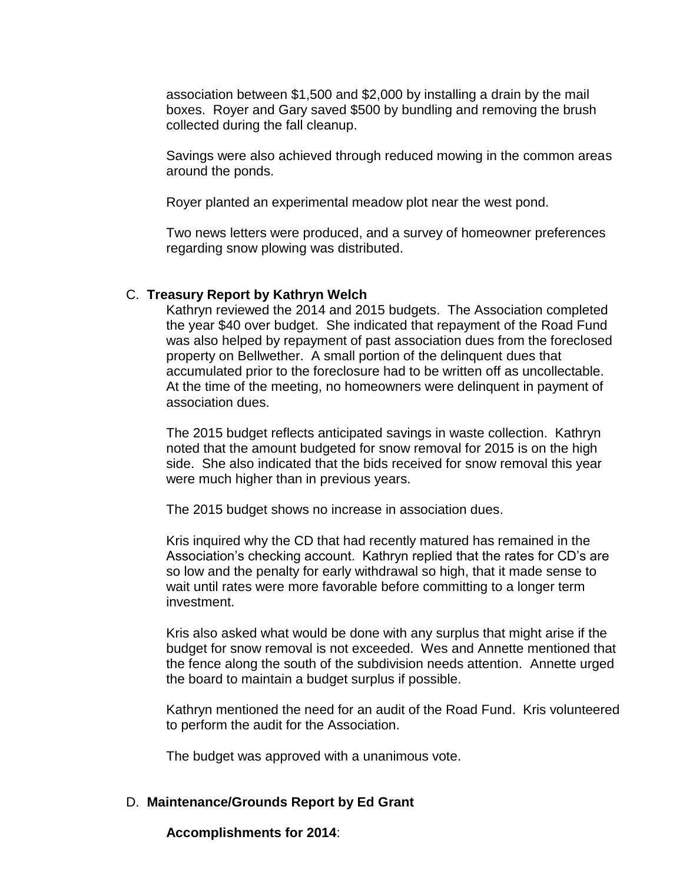association between $1,500 and $2,000 by installing a drain by the mail boxes. Royer and Gary saved $500 by bundling and removing the brush collected during the fall cleanup.

Savings were also achieved through reduced mowing in the common areas around the ponds.

Royer planted an experimental meadow plot near the west pond.

Two news letters were produced, and a survey of homeowner preferences regarding snow plowing was distributed.

C. **Treasury Report by Kathryn Welch**

Kathryn reviewed the 2014 and 2015 budgets. The Association completed the year $40 over budget. She indicated that repayment of the Road Fund was also helped by repayment of past association dues from the foreclosed property on Bellwether. A small portion of the delinquent dues that accumulated prior to the foreclosure had to be written off as uncollectable. At the time of the meeting, no homeowners were delinquent in payment of association dues.

The 2015 budget reflects anticipated savings in waste collection. Kathryn noted that the amount budgeted for snow removal for 2015 is on the high side. She also indicated that the bids received for snow removal this year were much higher than in previous years.

The 2015 budget shows no increase in association dues.

Kris inquired why the CD that had recently matured has remained in the Association's checking account. Kathryn replied that the rates for CD's are so low and the penalty for early withdrawal so high, that it made sense to wait until rates were more favorable before committing to a longer term investment.

Kris also asked what would be done with any surplus that might arise if the budget for snow removal is not exceeded. Wes and Annette mentioned that the fence along the south of the subdivision needs attention. Annette urged the board to maintain a budget surplus if possible.

Kathryn mentioned the need for an audit of the Road Fund. Kris volunteered to perform the audit for the Association.

The budget was approved with a unanimous vote.

D. **Maintenance/Grounds Report by Ed Grant**

**Accomplishments for 2014**: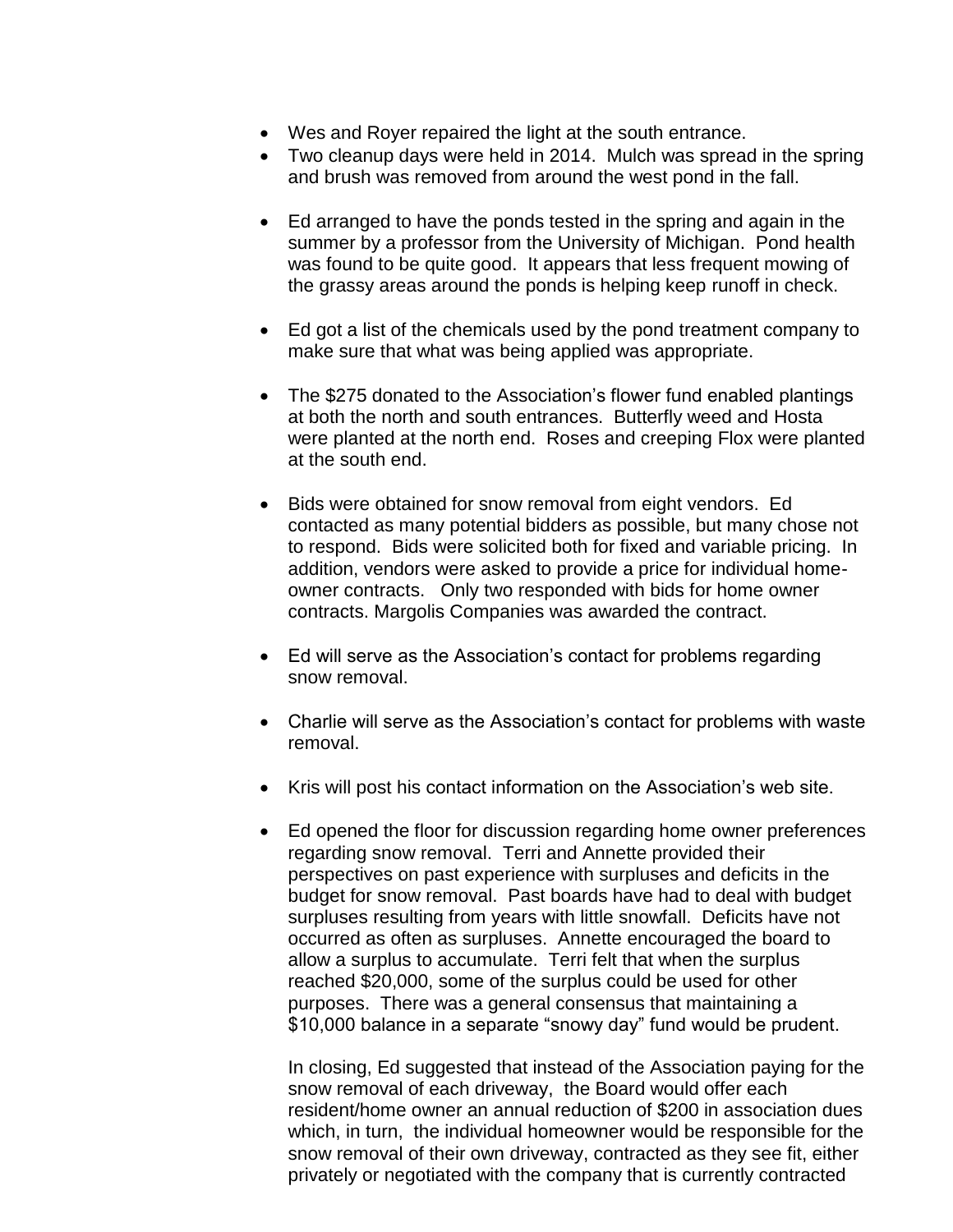- Wes and Royer repaired the light at the south entrance.
- Two cleanup days were held in 2014. Mulch was spread in the spring and brush was removed from around the west pond in the fall.

- Ed arranged to have the ponds tested in the spring and again in the summer by a professor from the University of Michigan. Pond health was found to be quite good. It appears that less frequent mowing of the grassy areas around the ponds is helping keep runoff in check.

- Ed got a list of the chemicals used by the pond treatment company to make sure that what was being applied was appropriate.

- The $275 donated to the Association's flower fund enabled plantings at both the north and south entrances. Butterfly weed and Hosta were planted at the north end. Roses and creeping Flox were planted at the south end.

- Bids were obtained for snow removal from eight vendors. Ed contacted as many potential bidders as possible, but many chose not to respond. Bids were solicited both for fixed and variable pricing. In addition, vendors were asked to provide a price for individual home-owner contracts. Only two responded with bids for home owner contracts. Margolis Companies was awarded the contract.

- Ed will serve as the Association's contact for problems regarding snow removal.

- Charlie will serve as the Association's contact for problems with waste removal.

- Kris will post his contact information on the Association's web site.

- Ed opened the floor for discussion regarding home owner preferences regarding snow removal. Terri and Annette provided their perspectives on past experience with surpluses and deficits in the budget for snow removal. Past boards have had to deal with budget surpluses resulting from years with little snowfall. Deficits have not occurred as often as surpluses. Annette encouraged the board to allow a surplus to accumulate. Terri felt that when the surplus reached $20,000, some of the surplus could be used for other purposes. There was a general consensus that maintaining a $10,000 balance in a separate "snowy day" fund would be prudent.

  In closing, Ed suggested that instead of the Association paying for the snow removal of each driveway, the Board would offer each resident/home owner an annual reduction of $200 in association dues which, in turn, the individual homeowner would be responsible for the snow removal of their own driveway, contracted as they see fit, either privately or negotiated with the company that is currently contracted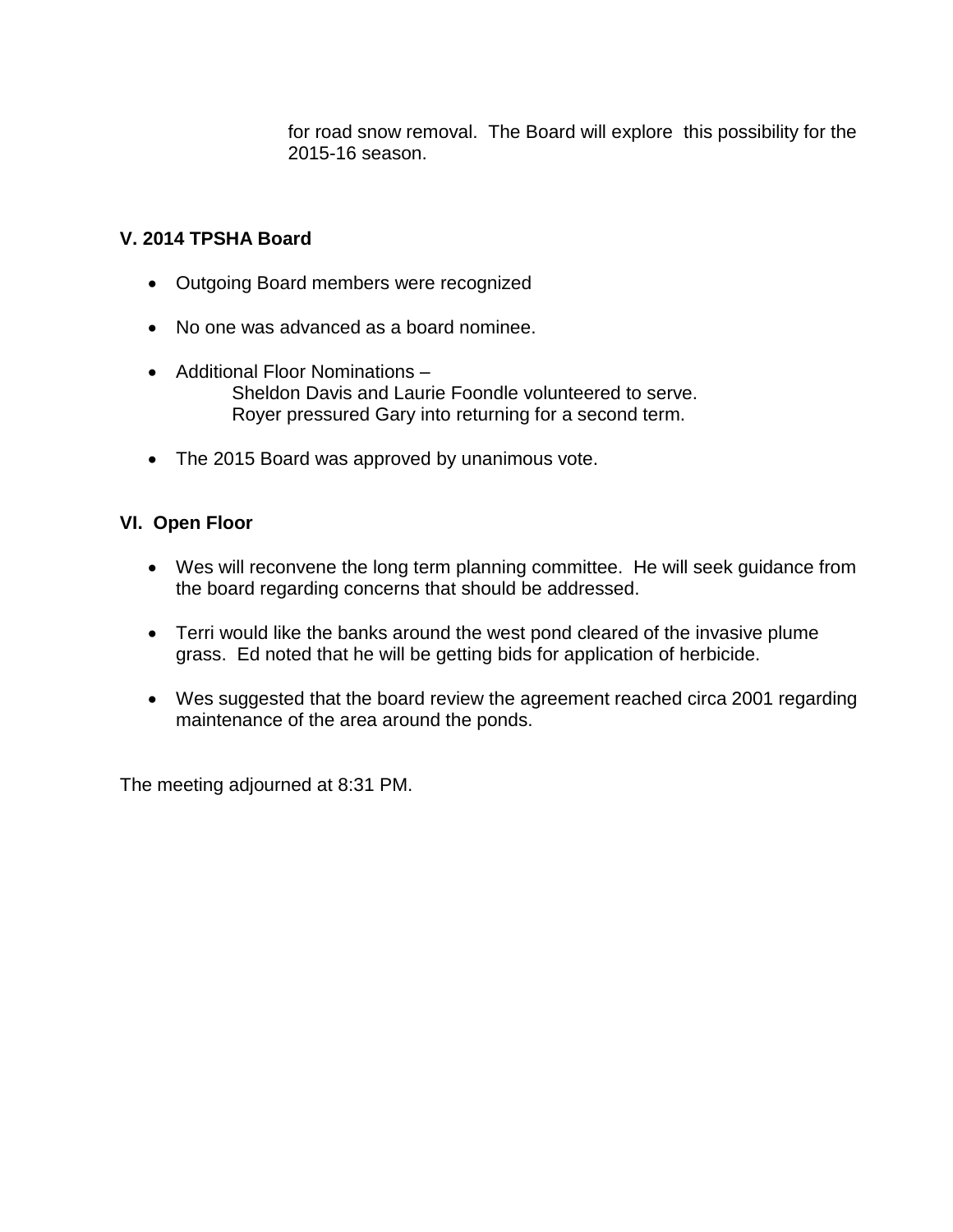for road snow removal. The Board will explore this possibility for the 2015-16 season.

### V. 2014 TPSHA Board

- Outgoing Board members were recognized
- No one was advanced as a board nominee.
- Additional Floor Nominations –
  Sheldon Davis and Laurie Foondle volunteered to serve.
  Royer pressured Gary into returning for a second term.
- The 2015 Board was approved by unanimous vote.

### VI. Open Floor

- Wes will reconvene the long term planning committee. He will seek guidance from the board regarding concerns that should be addressed.
- Terri would like the banks around the west pond cleared of the invasive plume grass. Ed noted that he will be getting bids for application of herbicide.
- Wes suggested that the board review the agreement reached circa 2001 regarding maintenance of the area around the ponds.

The meeting adjourned at 8:31 PM.